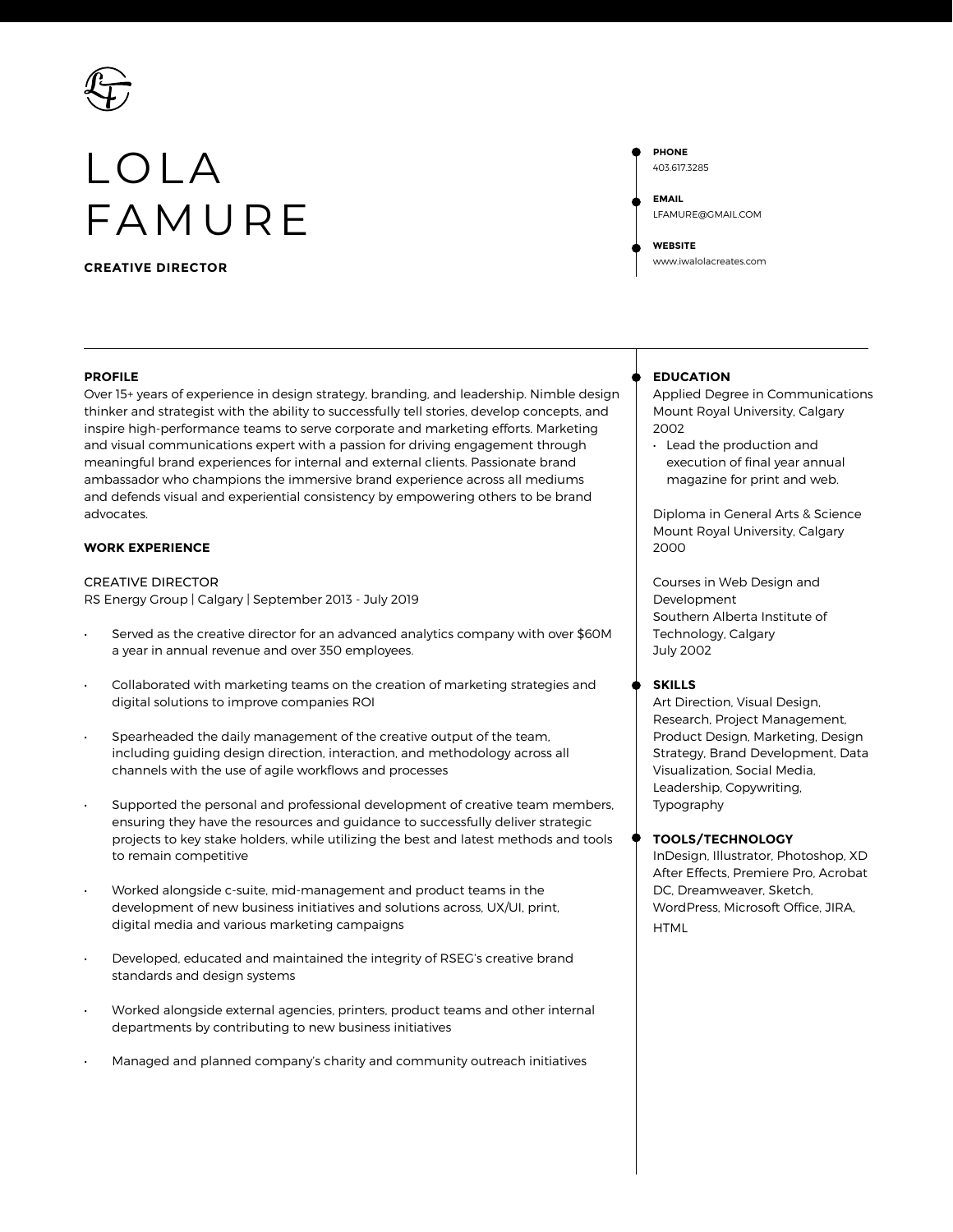# LOLA FAMURE

**CREATIVE DIRECTOR**

**PHONE**
403.617.3285

**EMAIL**
LFAMURE@GMAIL.COM

**WEBSITE**
www.iwalolacreates.com

## PROFILE

Over 15+ years of experience in design strategy, branding, and leadership. Nimble design thinker and strategist with the ability to successfully tell stories, develop concepts, and inspire high-performance teams to serve corporate and marketing efforts. Marketing and visual communications expert with a passion for driving engagement through meaningful brand experiences for internal and external clients. Passionate brand ambassador who champions the immersive brand experience across all mediums and defends visual and experiential consistency by empowering others to be brand advocates.

## WORK EXPERIENCE

CREATIVE DIRECTOR
RS Energy Group | Calgary | September 2013 - July 2019

- Served as the creative director for an advanced analytics company with over $60M a year in annual revenue and over 350 employees.
- Collaborated with marketing teams on the creation of marketing strategies and digital solutions to improve companies ROI
- Spearheaded the daily management of the creative output of the team, including guiding design direction, interaction, and methodology across all channels with the use of agile workflows and processes
- Supported the personal and professional development of creative team members, ensuring they have the resources and guidance to successfully deliver strategic projects to key stake holders, while utilizing the best and latest methods and tools to remain competitive
- Worked alongside c-suite, mid-management and product teams in the development of new business initiatives and solutions across, UX/UI, print, digital media and various marketing campaigns
- Developed, educated and maintained the integrity of RSEG's creative brand standards and design systems
- Worked alongside external agencies, printers, product teams and other internal departments by contributing to new business initiatives
- Managed and planned company's charity and community outreach initiatives

## EDUCATION

Applied Degree in Communications
Mount Royal University, Calgary
2002

- Lead the production and execution of final year annual magazine for print and web.

Diploma in General Arts & Science
Mount Royal University, Calgary
2000

Courses in Web Design and Development
Southern Alberta Institute of Technology, Calgary
July 2002

## SKILLS

Art Direction, Visual Design, Research, Project Management, Product Design, Marketing, Design Strategy, Brand Development, Data Visualization, Social Media, Leadership, Copywriting, Typography

## TOOLS/TECHNOLOGY

InDesign, Illustrator, Photoshop, XD After Effects, Premiere Pro, Acrobat DC, Dreamweaver, Sketch, WordPress, Microsoft Office, JIRA, HTML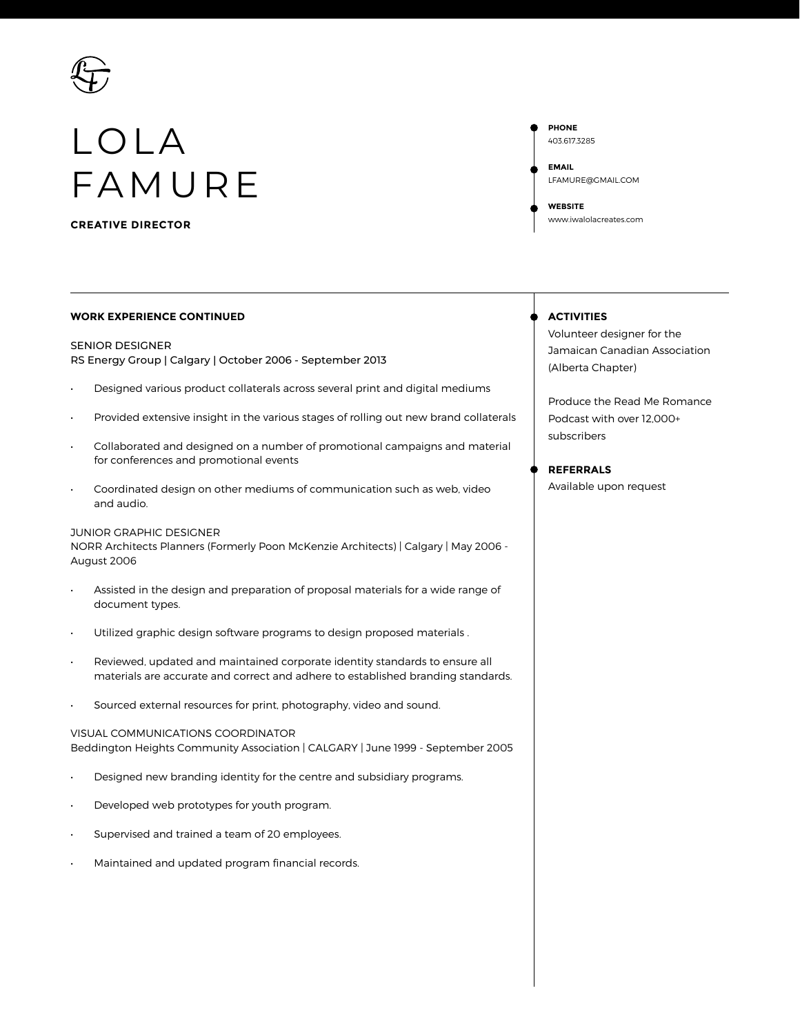# LOLA FAMURE

**CREATIVE DIRECTOR**

**PHONE**
403.617.3285

**EMAIL**
LFAMURE@GMAIL.COM

**WEBSITE**
www.iwalolacreates.com

## WORK EXPERIENCE CONTINUED

SENIOR DESIGNER
RS Energy Group | Calgary | October 2006 - September 2013

- Designed various product collaterals across several print and digital mediums
- Provided extensive insight in the various stages of rolling out new brand collaterals
- Collaborated and designed on a number of promotional campaigns and material for conferences and promotional events
- Coordinated design on other mediums of communication such as web, video and audio.

JUNIOR GRAPHIC DESIGNER
NORR Architects Planners (Formerly Poon McKenzie Architects) | Calgary | May 2006 - August 2006

- Assisted in the design and preparation of proposal materials for a wide range of document types.
- Utilized graphic design software programs to design proposed materials .
- Reviewed, updated and maintained corporate identity standards to ensure all materials are accurate and correct and adhere to established branding standards.
- Sourced external resources for print, photography, video and sound.

VISUAL COMMUNICATIONS COORDINATOR
Beddington Heights Community Association | CALGARY | June 1999 - September 2005

- Designed new branding identity for the centre and subsidiary programs.
- Developed web prototypes for youth program.
- Supervised and trained a team of 20 employees.
- Maintained and updated program financial records.

## ACTIVITIES

Volunteer designer for the Jamaican Canadian Association (Alberta Chapter)

Produce the Read Me Romance Podcast with over 12,000+ subscribers

## REFERRALS

Available upon request